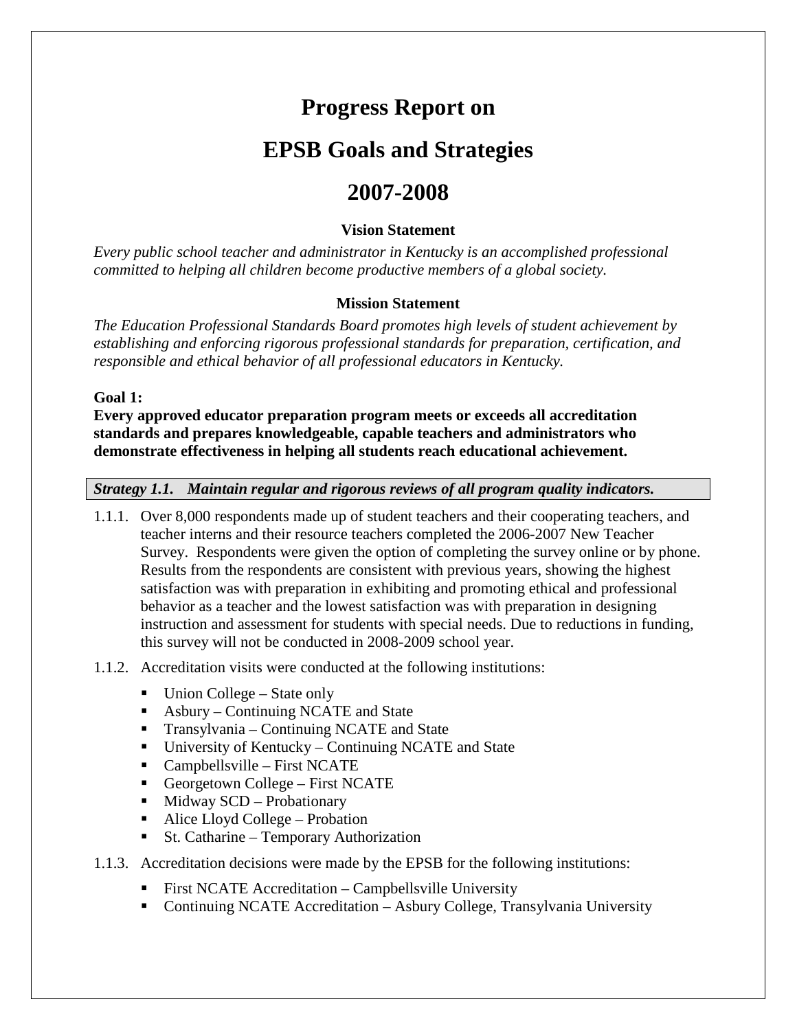# Progress Report on

# EPSB Goals and Strategies

# 2007-2008

**Vision Statement**

*Every public school teacher and administrator in Kentucky is an accomplished professional committed to helping all children become productive members of a global society.*

**Mission Statement**

*The Education Professional Standards Board promotes high levels of student achievement by establishing and enforcing rigorous professional standards for preparation, certification, and responsible and ethical behavior of all professional educators in Kentucky.*

**Goal 1:**
**Every approved educator preparation program meets or exceeds all accreditation standards and prepares knowledgeable, capable teachers and administrators who demonstrate effectiveness in helping all students reach educational achievement.**

***Strategy 1.1. Maintain regular and rigorous reviews of all program quality indicators.***

1.1.1. Over 8,000 respondents made up of student teachers and their cooperating teachers, and teacher interns and their resource teachers completed the 2006-2007 New Teacher Survey. Respondents were given the option of completing the survey online or by phone. Results from the respondents are consistent with previous years, showing the highest satisfaction was with preparation in exhibiting and promoting ethical and professional behavior as a teacher and the lowest satisfaction was with preparation in designing instruction and assessment for students with special needs. Due to reductions in funding, this survey will not be conducted in 2008-2009 school year.

1.1.2. Accreditation visits were conducted at the following institutions:

- Union College – State only
- Asbury – Continuing NCATE and State
- Transylvania – Continuing NCATE and State
- University of Kentucky – Continuing NCATE and State
- Campbellsville – First NCATE
- Georgetown College – First NCATE
- Midway SCD – Probationary
- Alice Lloyd College – Probation
- St. Catharine – Temporary Authorization

1.1.3. Accreditation decisions were made by the EPSB for the following institutions:

- First NCATE Accreditation – Campbellsville University
- Continuing NCATE Accreditation – Asbury College, Transylvania University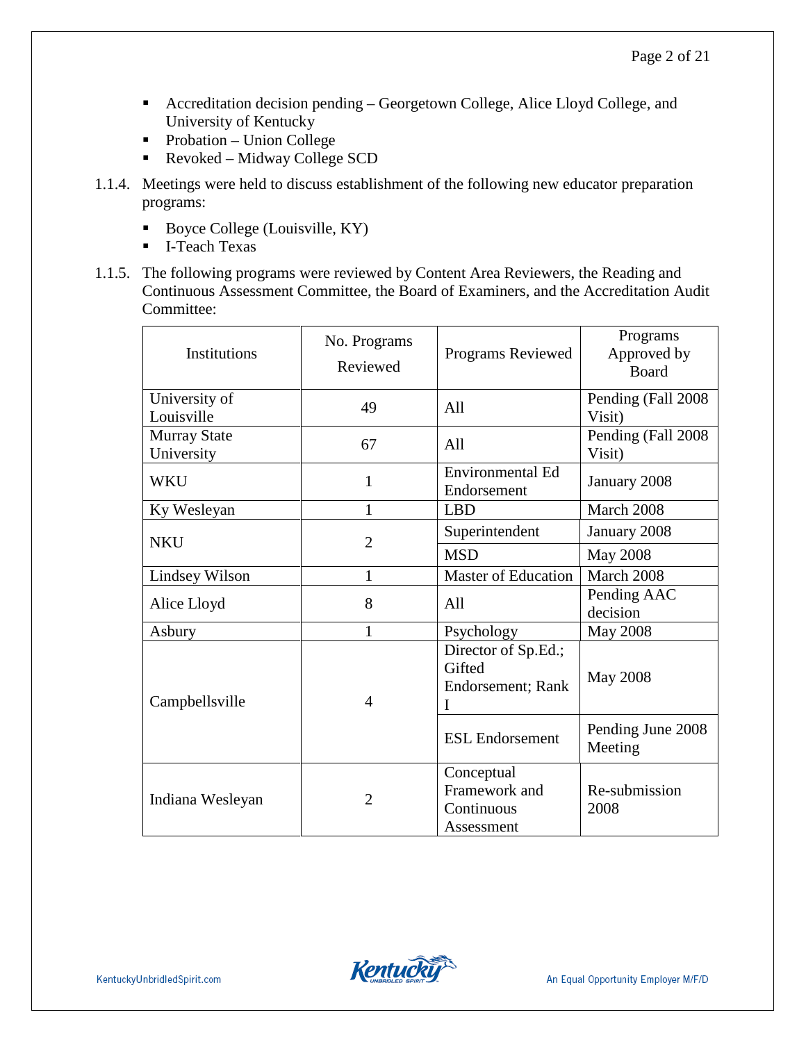- Accreditation decision pending – Georgetown College, Alice Lloyd College, and University of Kentucky
- Probation – Union College
- Revoked – Midway College SCD

1.1.4. Meetings were held to discuss establishment of the following new educator preparation programs:

- Boyce College (Louisville, KY)
- I-Teach Texas

1.1.5. The following programs were reviewed by Content Area Reviewers, the Reading and Continuous Assessment Committee, the Board of Examiners, and the Accreditation Audit Committee:

| Institutions | No. Programs Reviewed | Programs Reviewed | Programs Approved by Board |
|---|---|---|---|
| University of Louisville | 49 | All | Pending (Fall 2008 Visit) |
| Murray State University | 67 | All | Pending (Fall 2008 Visit) |
| WKU | 1 | Environmental Ed Endorsement | January 2008 |
| Ky Wesleyan | 1 | LBD | March 2008 |
| NKU | 2 | Superintendent | January 2008 |
| | | MSD | May 2008 |
| Lindsey Wilson | 1 | Master of Education | March 2008 |
| Alice Lloyd | 8 | All | Pending AAC decision |
| Asbury | 1 | Psychology | May 2008 |
| Campbellsville | 4 | Director of Sp.Ed.; Gifted Endorsement; Rank I | May 2008 |
| | | ESL Endorsement | Pending June 2008 Meeting |
| Indiana Wesleyan | 2 | Conceptual Framework and Continuous Assessment | Re-submission 2008 |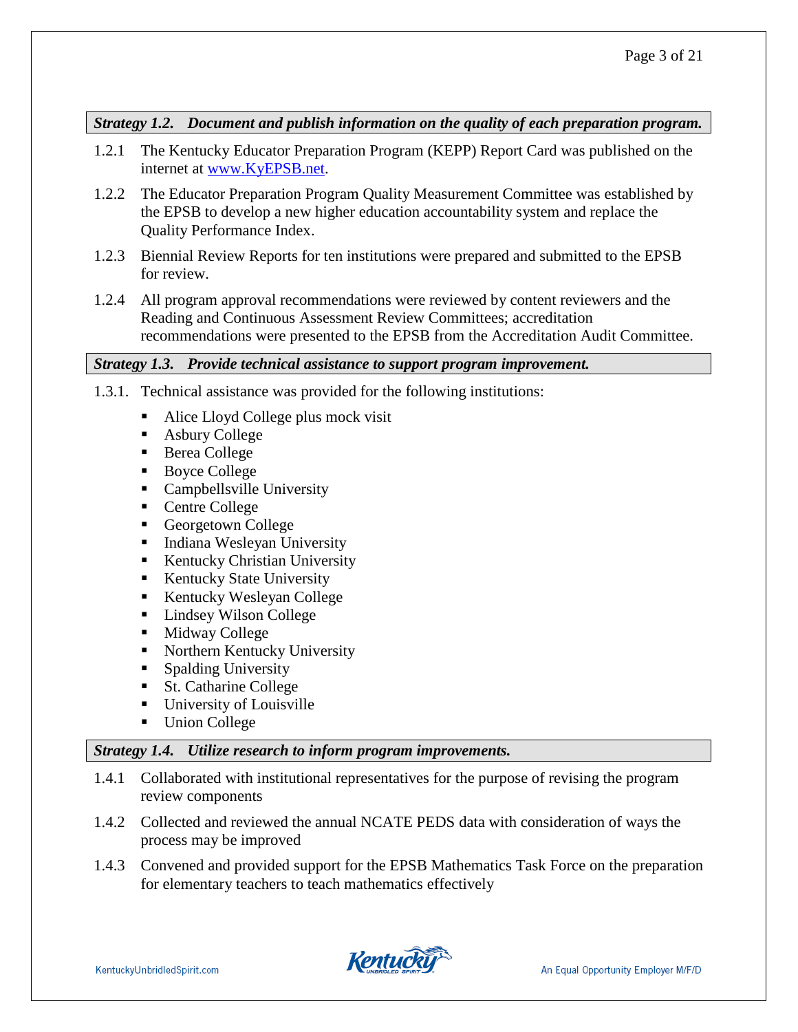### *Strategy 1.2. Document and publish information on the quality of each preparation program.*

1.2.1 The Kentucky Educator Preparation Program (KEPP) Report Card was published on the internet at www.KyEPSB.net.

1.2.2 The Educator Preparation Program Quality Measurement Committee was established by the EPSB to develop a new higher education accountability system and replace the Quality Performance Index.

1.2.3 Biennial Review Reports for ten institutions were prepared and submitted to the EPSB for review.

1.2.4 All program approval recommendations were reviewed by content reviewers and the Reading and Continuous Assessment Review Committees; accreditation recommendations were presented to the EPSB from the Accreditation Audit Committee.

### *Strategy 1.3. Provide technical assistance to support program improvement.*

1.3.1. Technical assistance was provided for the following institutions:

- Alice Lloyd College plus mock visit
- Asbury College
- Berea College
- Boyce College
- Campbellsville University
- Centre College
- Georgetown College
- Indiana Wesleyan University
- Kentucky Christian University
- Kentucky State University
- Kentucky Wesleyan College
- Lindsey Wilson College
- Midway College
- Northern Kentucky University
- Spalding University
- St. Catharine College
- University of Louisville
- Union College

### *Strategy 1.4. Utilize research to inform program improvements.*

1.4.1 Collaborated with institutional representatives for the purpose of revising the program review components

1.4.2 Collected and reviewed the annual NCATE PEDS data with consideration of ways the process may be improved

1.4.3 Convened and provided support for the EPSB Mathematics Task Force on the preparation for elementary teachers to teach mathematics effectively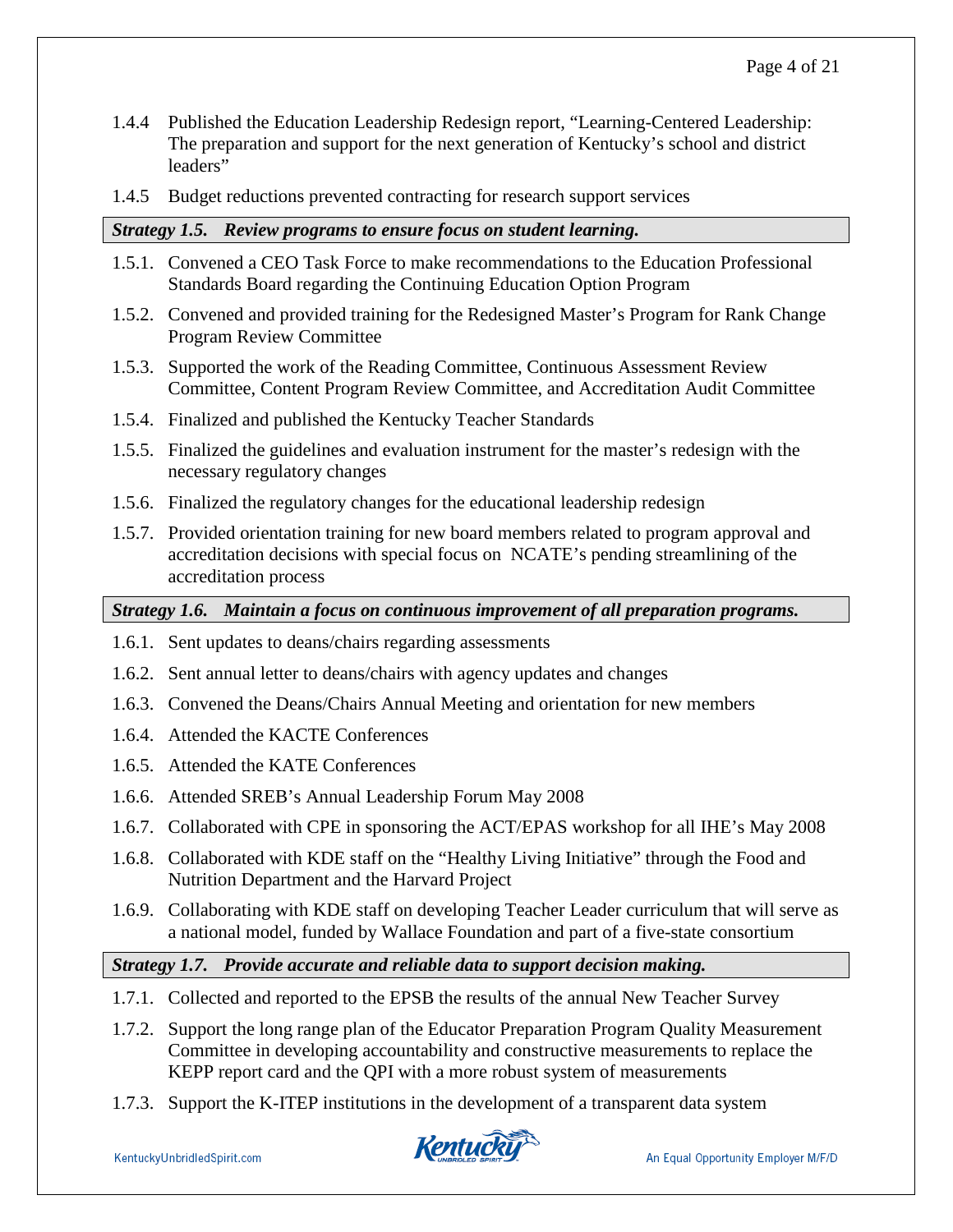1.4.4 Published the Education Leadership Redesign report, "Learning-Centered Leadership: The preparation and support for the next generation of Kentucky's school and district leaders"

1.4.5 Budget reductions prevented contracting for research support services

***Strategy 1.5. Review programs to ensure focus on student learning.***

1.5.1. Convened a CEO Task Force to make recommendations to the Education Professional Standards Board regarding the Continuing Education Option Program

1.5.2. Convened and provided training for the Redesigned Master's Program for Rank Change Program Review Committee

1.5.3. Supported the work of the Reading Committee, Continuous Assessment Review Committee, Content Program Review Committee, and Accreditation Audit Committee

1.5.4. Finalized and published the Kentucky Teacher Standards

1.5.5. Finalized the guidelines and evaluation instrument for the master's redesign with the necessary regulatory changes

1.5.6. Finalized the regulatory changes for the educational leadership redesign

1.5.7. Provided orientation training for new board members related to program approval and accreditation decisions with special focus on NCATE's pending streamlining of the accreditation process

***Strategy 1.6. Maintain a focus on continuous improvement of all preparation programs.***

1.6.1. Sent updates to deans/chairs regarding assessments

1.6.2. Sent annual letter to deans/chairs with agency updates and changes

1.6.3. Convened the Deans/Chairs Annual Meeting and orientation for new members

1.6.4. Attended the KACTE Conferences

1.6.5. Attended the KATE Conferences

1.6.6. Attended SREB's Annual Leadership Forum May 2008

1.6.7. Collaborated with CPE in sponsoring the ACT/EPAS workshop for all IHE's May 2008

1.6.8. Collaborated with KDE staff on the "Healthy Living Initiative" through the Food and Nutrition Department and the Harvard Project

1.6.9. Collaborating with KDE staff on developing Teacher Leader curriculum that will serve as a national model, funded by Wallace Foundation and part of a five-state consortium

***Strategy 1.7. Provide accurate and reliable data to support decision making.***

1.7.1. Collected and reported to the EPSB the results of the annual New Teacher Survey

1.7.2. Support the long range plan of the Educator Preparation Program Quality Measurement Committee in developing accountability and constructive measurements to replace the KEPP report card and the QPI with a more robust system of measurements

1.7.3. Support the K-ITEP institutions in the development of a transparent data system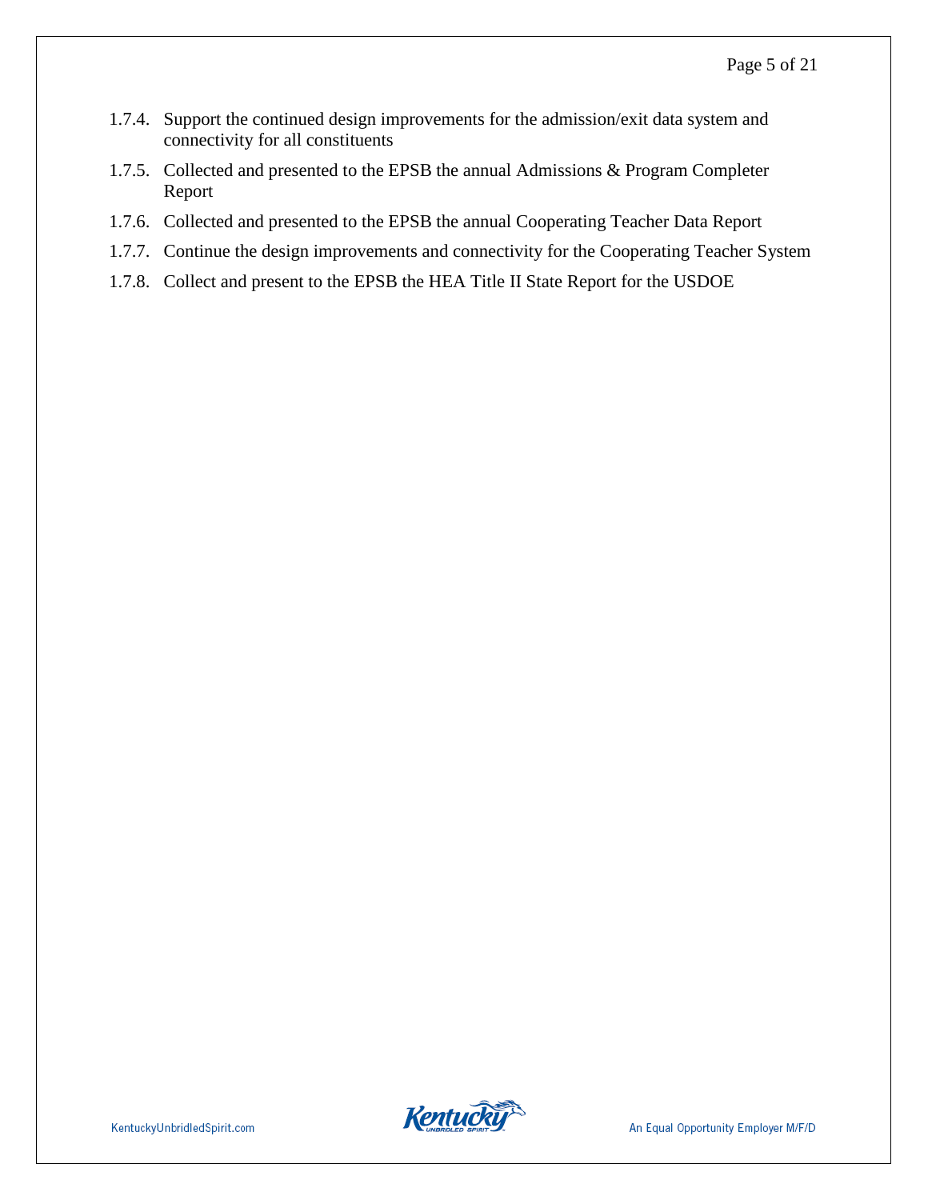1.7.4. Support the continued design improvements for the admission/exit data system and connectivity for all constituents

1.7.5. Collected and presented to the EPSB the annual Admissions & Program Completer Report

1.7.6. Collected and presented to the EPSB the annual Cooperating Teacher Data Report

1.7.7. Continue the design improvements and connectivity for the Cooperating Teacher System

1.7.8. Collect and present to the EPSB the HEA Title II State Report for the USDOE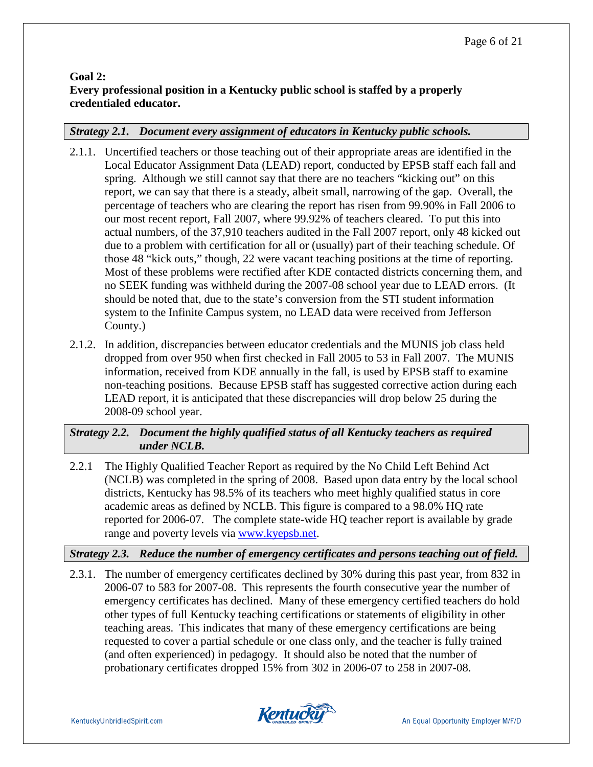**Goal 2:**
**Every professional position in a Kentucky public school is staffed by a properly credentialed educator.**

***Strategy 2.1. Document every assignment of educators in Kentucky public schools.***

2.1.1. Uncertified teachers or those teaching out of their appropriate areas are identified in the Local Educator Assignment Data (LEAD) report, conducted by EPSB staff each fall and spring. Although we still cannot say that there are no teachers "kicking out" on this report, we can say that there is a steady, albeit small, narrowing of the gap. Overall, the percentage of teachers who are clearing the report has risen from 99.90% in Fall 2006 to our most recent report, Fall 2007, where 99.92% of teachers cleared. To put this into actual numbers, of the 37,910 teachers audited in the Fall 2007 report, only 48 kicked out due to a problem with certification for all or (usually) part of their teaching schedule. Of those 48 "kick outs," though, 22 were vacant teaching positions at the time of reporting. Most of these problems were rectified after KDE contacted districts concerning them, and no SEEK funding was withheld during the 2007-08 school year due to LEAD errors. (It should be noted that, due to the state's conversion from the STI student information system to the Infinite Campus system, no LEAD data were received from Jefferson County.)

2.1.2. In addition, discrepancies between educator credentials and the MUNIS job class held dropped from over 950 when first checked in Fall 2005 to 53 in Fall 2007. The MUNIS information, received from KDE annually in the fall, is used by EPSB staff to examine non-teaching positions. Because EPSB staff has suggested corrective action during each LEAD report, it is anticipated that these discrepancies will drop below 25 during the 2008-09 school year.

***Strategy 2.2. Document the highly qualified status of all Kentucky teachers as required under NCLB.***

2.2.1 The Highly Qualified Teacher Report as required by the No Child Left Behind Act (NCLB) was completed in the spring of 2008. Based upon data entry by the local school districts, Kentucky has 98.5% of its teachers who meet highly qualified status in core academic areas as defined by NCLB. This figure is compared to a 98.0% HQ rate reported for 2006-07. The complete state-wide HQ teacher report is available by grade range and poverty levels via [www.kyepsb.net](http://www.kyepsb.net).

***Strategy 2.3. Reduce the number of emergency certificates and persons teaching out of field.***

2.3.1. The number of emergency certificates declined by 30% during this past year, from 832 in 2006-07 to 583 for 2007-08. This represents the fourth consecutive year the number of emergency certificates has declined. Many of these emergency certified teachers do hold other types of full Kentucky teaching certifications or statements of eligibility in other teaching areas. This indicates that many of these emergency certifications are being requested to cover a partial schedule or one class only, and the teacher is fully trained (and often experienced) in pedagogy. It should also be noted that the number of probationary certificates dropped 15% from 302 in 2006-07 to 258 in 2007-08.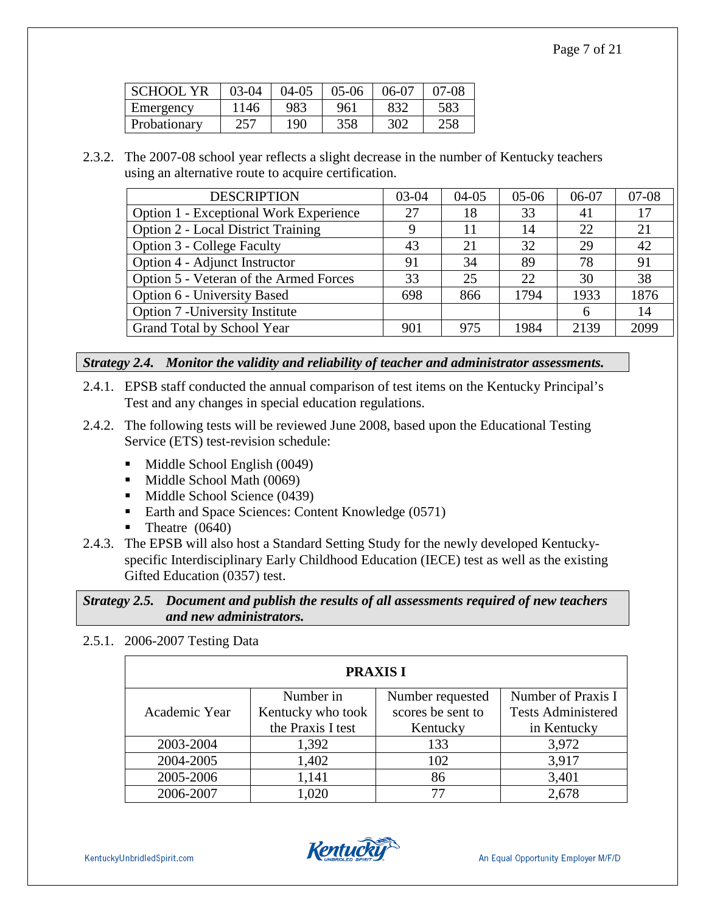| SCHOOL YR | 03-04 | 04-05 | 05-06 | 06-07 | 07-08 |
|---|---|---|---|---|---|
| Emergency | 1146 | 983 | 961 | 832 | 583 |
| Probationary | 257 | 190 | 358 | 302 | 258 |

2.3.2. The 2007-08 school year reflects a slight decrease in the number of Kentucky teachers using an alternative route to acquire certification.

| DESCRIPTION | 03-04 | 04-05 | 05-06 | 06-07 | 07-08 |
|---|---|---|---|---|---|
| Option 1 - Exceptional Work Experience | 27 | 18 | 33 | 41 | 17 |
| Option 2 - Local District Training | 9 | 11 | 14 | 22 | 21 |
| Option 3 - College Faculty | 43 | 21 | 32 | 29 | 42 |
| Option 4 - Adjunct Instructor | 91 | 34 | 89 | 78 | 91 |
| Option 5 - Veteran of the Armed Forces | 33 | 25 | 22 | 30 | 38 |
| Option 6 - University Based | 698 | 866 | 1794 | 1933 | 1876 |
| Option 7 -University Institute | | | | 6 | 14 |
| Grand Total by School Year | 901 | 975 | 1984 | 2139 | 2099 |

***Strategy 2.4. Monitor the validity and reliability of teacher and administrator assessments.***

2.4.1. EPSB staff conducted the annual comparison of test items on the Kentucky Principal's Test and any changes in special education regulations.

2.4.2. The following tests will be reviewed June 2008, based upon the Educational Testing Service (ETS) test-revision schedule:

- Middle School English (0049)
- Middle School Math (0069)
- Middle School Science (0439)
- Earth and Space Sciences: Content Knowledge (0571)
- Theatre (0640)

2.4.3. The EPSB will also host a Standard Setting Study for the newly developed Kentucky-specific Interdisciplinary Early Childhood Education (IECE) test as well as the existing Gifted Education (0357) test.

***Strategy 2.5. Document and publish the results of all assessments required of new teachers and new administrators.***

2.5.1. 2006-2007 Testing Data

| **PRAXIS I** | | | |
|---|---|---|---|
| Academic Year | Number in Kentucky who took the Praxis I test | Number requested scores be sent to Kentucky | Number of Praxis I Tests Administered in Kentucky |
| 2003-2004 | 1,392 | 133 | 3,972 |
| 2004-2005 | 1,402 | 102 | 3,917 |
| 2005-2006 | 1,141 | 86 | 3,401 |
| 2006-2007 | 1,020 | 77 | 2,678 |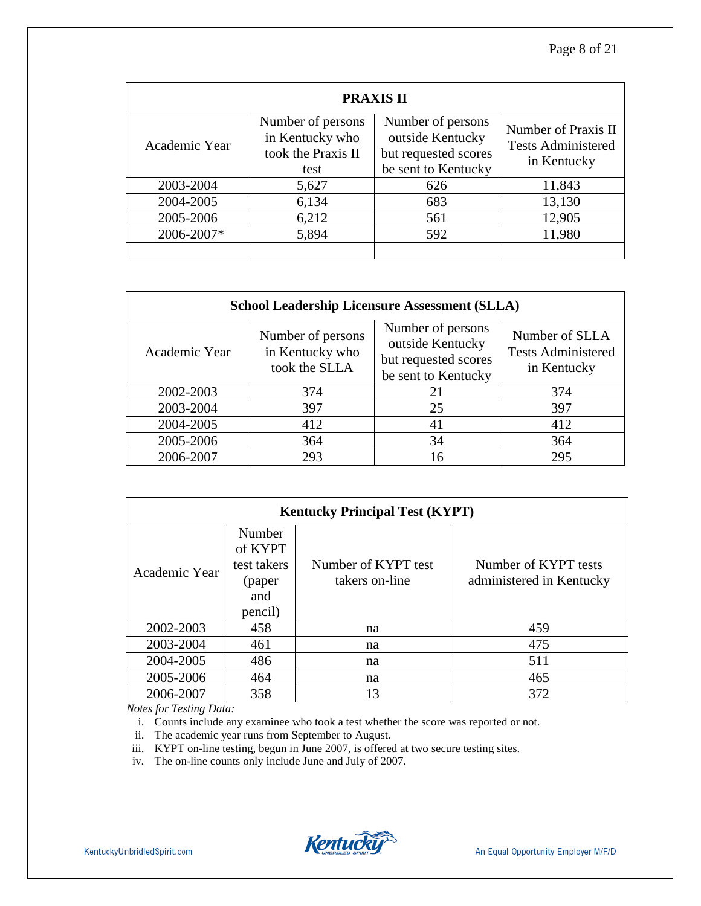| PRAXIS II | | | |
|---|---|---|---|
| Academic Year | Number of persons in Kentucky who took the Praxis II test | Number of persons outside Kentucky but requested scores be sent to Kentucky | Number of Praxis II Tests Administered in Kentucky |
| 2003-2004 | 5,627 | 626 | 11,843 |
| 2004-2005 | 6,134 | 683 | 13,130 |
| 2005-2006 | 6,212 | 561 | 12,905 |
| 2006-2007* | 5,894 | 592 | 11,980 |
| | | | |

| School Leadership Licensure Assessment (SLLA) | | | |
|---|---|---|---|
| Academic Year | Number of persons in Kentucky who took the SLLA | Number of persons outside Kentucky but requested scores be sent to Kentucky | Number of SLLA Tests Administered in Kentucky |
| 2002-2003 | 374 | 21 | 374 |
| 2003-2004 | 397 | 25 | 397 |
| 2004-2005 | 412 | 41 | 412 |
| 2005-2006 | 364 | 34 | 364 |
| 2006-2007 | 293 | 16 | 295 |

| Kentucky Principal Test (KYPT) | | | |
|---|---|---|---|
| Academic Year | Number of KYPT test takers (paper and pencil) | Number of KYPT test takers on-line | Number of KYPT tests administered in Kentucky |
| 2002-2003 | 458 | na | 459 |
| 2003-2004 | 461 | na | 475 |
| 2004-2005 | 486 | na | 511 |
| 2005-2006 | 464 | na | 465 |
| 2006-2007 | 358 | 13 | 372 |

*Notes for Testing Data:*

i. Counts include any examinee who took a test whether the score was reported or not.
ii. The academic year runs from September to August.
iii. KYPT on-line testing, begun in June 2007, is offered at two secure testing sites.
iv. The on-line counts only include June and July of 2007.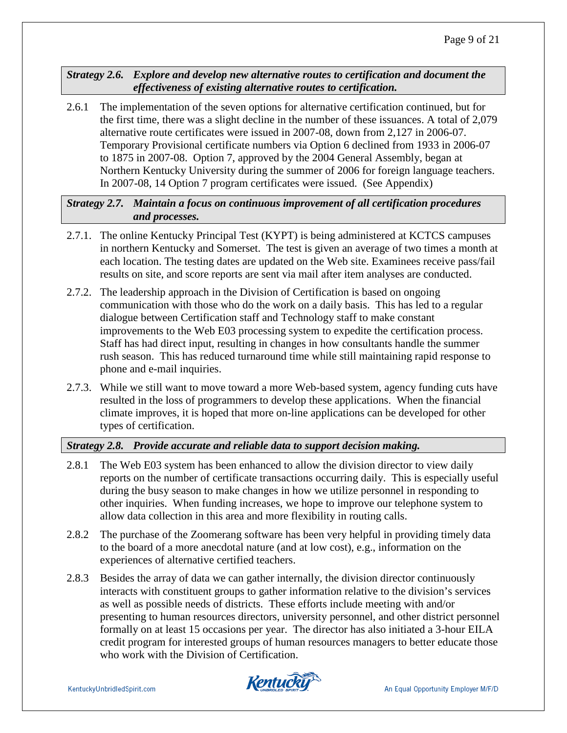***Strategy 2.6. Explore and develop new alternative routes to certification and document the effectiveness of existing alternative routes to certification.***

2.6.1 The implementation of the seven options for alternative certification continued, but for the first time, there was a slight decline in the number of these issuances. A total of 2,079 alternative route certificates were issued in 2007-08, down from 2,127 in 2006-07. Temporary Provisional certificate numbers via Option 6 declined from 1933 in 2006-07 to 1875 in 2007-08. Option 7, approved by the 2004 General Assembly, began at Northern Kentucky University during the summer of 2006 for foreign language teachers. In 2007-08, 14 Option 7 program certificates were issued. (See Appendix)

***Strategy 2.7. Maintain a focus on continuous improvement of all certification procedures and processes.***

2.7.1. The online Kentucky Principal Test (KYPT) is being administered at KCTCS campuses in northern Kentucky and Somerset. The test is given an average of two times a month at each location. The testing dates are updated on the Web site. Examinees receive pass/fail results on site, and score reports are sent via mail after item analyses are conducted.

2.7.2. The leadership approach in the Division of Certification is based on ongoing communication with those who do the work on a daily basis. This has led to a regular dialogue between Certification staff and Technology staff to make constant improvements to the Web E03 processing system to expedite the certification process. Staff has had direct input, resulting in changes in how consultants handle the summer rush season. This has reduced turnaround time while still maintaining rapid response to phone and e-mail inquiries.

2.7.3. While we still want to move toward a more Web-based system, agency funding cuts have resulted in the loss of programmers to develop these applications. When the financial climate improves, it is hoped that more on-line applications can be developed for other types of certification.

***Strategy 2.8. Provide accurate and reliable data to support decision making.***

2.8.1 The Web E03 system has been enhanced to allow the division director to view daily reports on the number of certificate transactions occurring daily. This is especially useful during the busy season to make changes in how we utilize personnel in responding to other inquiries. When funding increases, we hope to improve our telephone system to allow data collection in this area and more flexibility in routing calls.

2.8.2 The purchase of the Zoomerang software has been very helpful in providing timely data to the board of a more anecdotal nature (and at low cost), e.g., information on the experiences of alternative certified teachers.

2.8.3 Besides the array of data we can gather internally, the division director continuously interacts with constituent groups to gather information relative to the division's services as well as possible needs of districts. These efforts include meeting with and/or presenting to human resources directors, university personnel, and other district personnel formally on at least 15 occasions per year. The director has also initiated a 3-hour EILA credit program for interested groups of human resources managers to better educate those who work with the Division of Certification.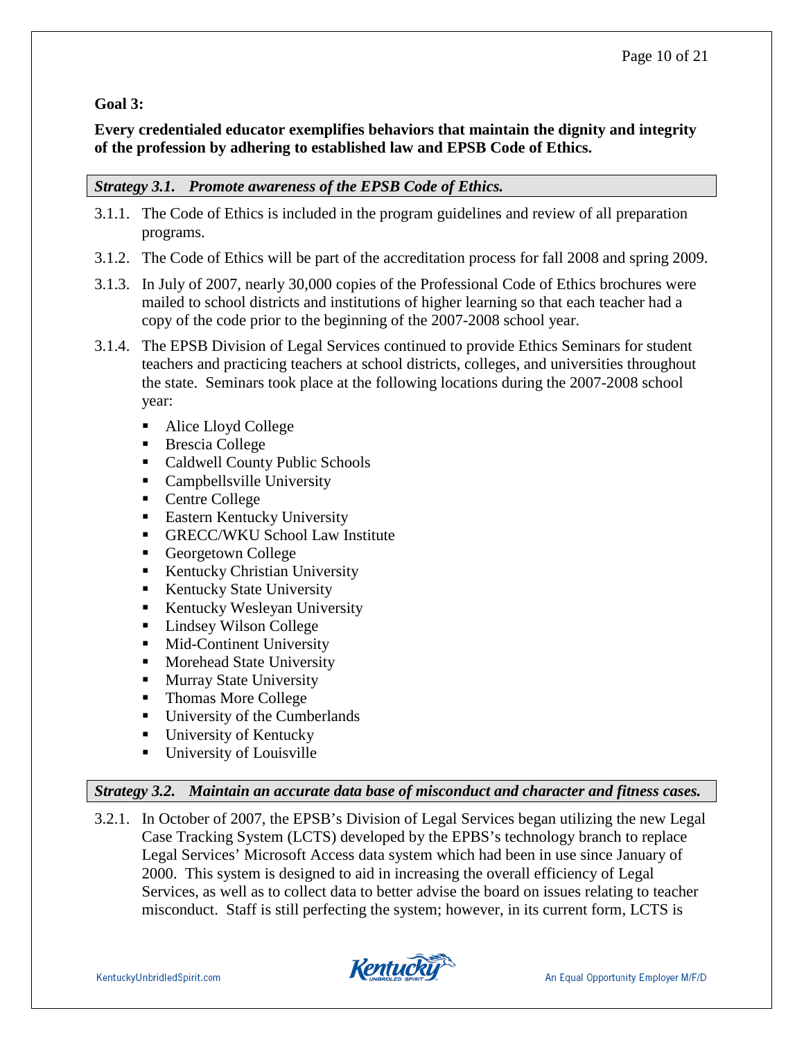**Goal 3:**

**Every credentialed educator exemplifies behaviors that maintain the dignity and integrity of the profession by adhering to established law and EPSB Code of Ethics.**

***Strategy 3.1. Promote awareness of the EPSB Code of Ethics.***

3.1.1. The Code of Ethics is included in the program guidelines and review of all preparation programs.

3.1.2. The Code of Ethics will be part of the accreditation process for fall 2008 and spring 2009.

3.1.3. In July of 2007, nearly 30,000 copies of the Professional Code of Ethics brochures were mailed to school districts and institutions of higher learning so that each teacher had a copy of the code prior to the beginning of the 2007-2008 school year.

3.1.4. The EPSB Division of Legal Services continued to provide Ethics Seminars for student teachers and practicing teachers at school districts, colleges, and universities throughout the state. Seminars took place at the following locations during the 2007-2008 school year:

- Alice Lloyd College
- Brescia College
- Caldwell County Public Schools
- Campbellsville University
- Centre College
- Eastern Kentucky University
- GRECC/WKU School Law Institute
- Georgetown College
- Kentucky Christian University
- Kentucky State University
- Kentucky Wesleyan University
- Lindsey Wilson College
- Mid-Continent University
- Morehead State University
- Murray State University
- Thomas More College
- University of the Cumberlands
- University of Kentucky
- University of Louisville

***Strategy 3.2. Maintain an accurate data base of misconduct and character and fitness cases.***

3.2.1. In October of 2007, the EPSB's Division of Legal Services began utilizing the new Legal Case Tracking System (LCTS) developed by the EPBS's technology branch to replace Legal Services' Microsoft Access data system which had been in use since January of 2000. This system is designed to aid in increasing the overall efficiency of Legal Services, as well as to collect data to better advise the board on issues relating to teacher misconduct. Staff is still perfecting the system; however, in its current form, LCTS is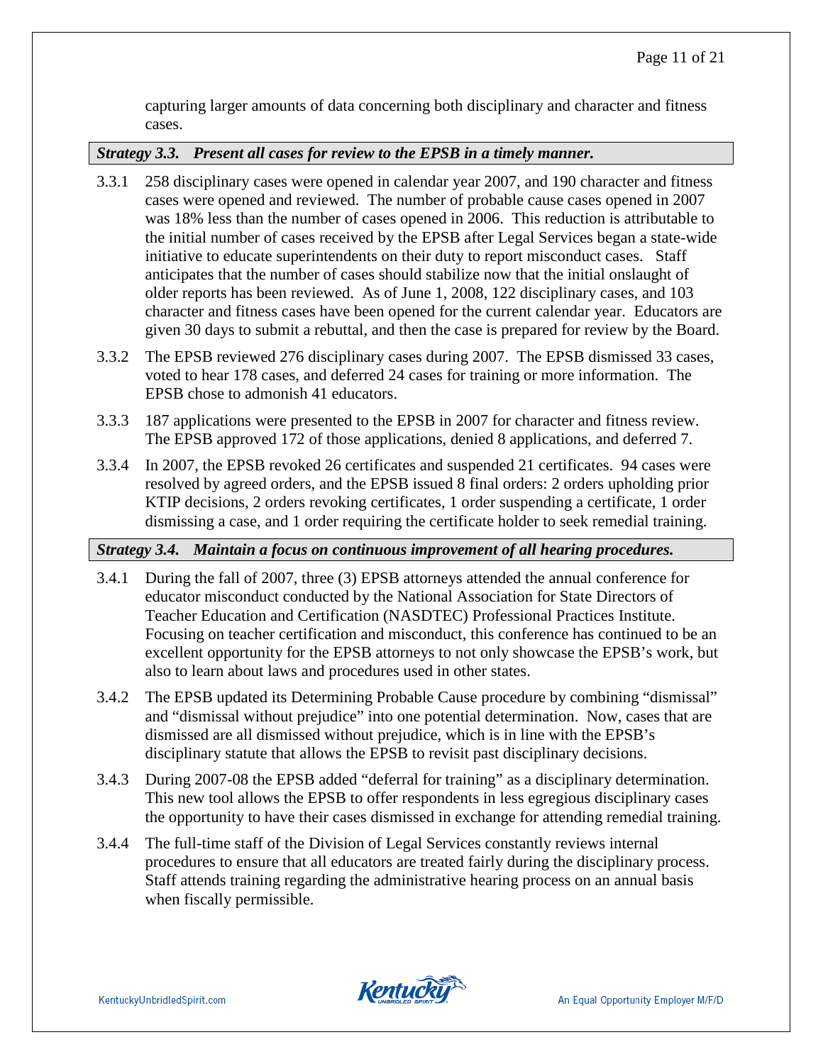capturing larger amounts of data concerning both disciplinary and character and fitness cases.

***Strategy 3.3. Present all cases for review to the EPSB in a timely manner.***

3.3.1 258 disciplinary cases were opened in calendar year 2007, and 190 character and fitness cases were opened and reviewed. The number of probable cause cases opened in 2007 was 18% less than the number of cases opened in 2006. This reduction is attributable to the initial number of cases received by the EPSB after Legal Services began a state-wide initiative to educate superintendents on their duty to report misconduct cases. Staff anticipates that the number of cases should stabilize now that the initial onslaught of older reports has been reviewed. As of June 1, 2008, 122 disciplinary cases, and 103 character and fitness cases have been opened for the current calendar year. Educators are given 30 days to submit a rebuttal, and then the case is prepared for review by the Board.

3.3.2 The EPSB reviewed 276 disciplinary cases during 2007. The EPSB dismissed 33 cases, voted to hear 178 cases, and deferred 24 cases for training or more information. The EPSB chose to admonish 41 educators.

3.3.3 187 applications were presented to the EPSB in 2007 for character and fitness review. The EPSB approved 172 of those applications, denied 8 applications, and deferred 7.

3.3.4 In 2007, the EPSB revoked 26 certificates and suspended 21 certificates. 94 cases were resolved by agreed orders, and the EPSB issued 8 final orders: 2 orders upholding prior KTIP decisions, 2 orders revoking certificates, 1 order suspending a certificate, 1 order dismissing a case, and 1 order requiring the certificate holder to seek remedial training.

***Strategy 3.4. Maintain a focus on continuous improvement of all hearing procedures.***

3.4.1 During the fall of 2007, three (3) EPSB attorneys attended the annual conference for educator misconduct conducted by the National Association for State Directors of Teacher Education and Certification (NASDTEC) Professional Practices Institute. Focusing on teacher certification and misconduct, this conference has continued to be an excellent opportunity for the EPSB attorneys to not only showcase the EPSB's work, but also to learn about laws and procedures used in other states.

3.4.2 The EPSB updated its Determining Probable Cause procedure by combining "dismissal" and "dismissal without prejudice" into one potential determination. Now, cases that are dismissed are all dismissed without prejudice, which is in line with the EPSB's disciplinary statute that allows the EPSB to revisit past disciplinary decisions.

3.4.3 During 2007-08 the EPSB added "deferral for training" as a disciplinary determination. This new tool allows the EPSB to offer respondents in less egregious disciplinary cases the opportunity to have their cases dismissed in exchange for attending remedial training.

3.4.4 The full-time staff of the Division of Legal Services constantly reviews internal procedures to ensure that all educators are treated fairly during the disciplinary process. Staff attends training regarding the administrative hearing process on an annual basis when fiscally permissible.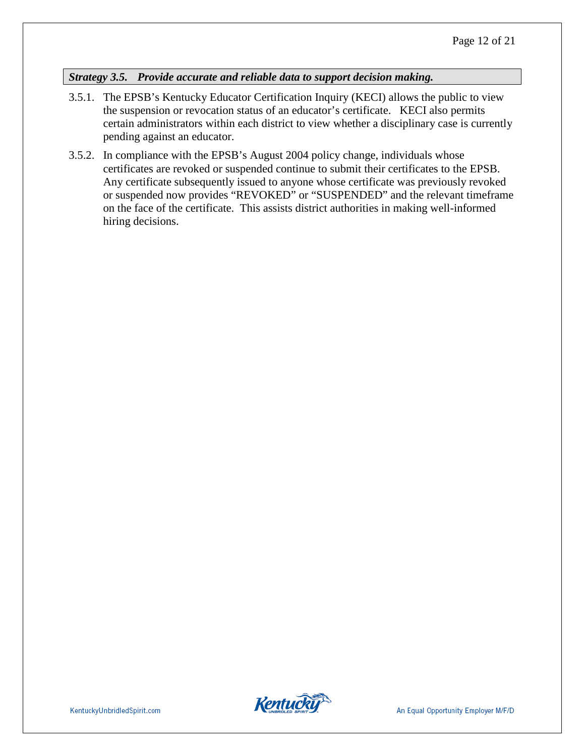***Strategy 3.5. Provide accurate and reliable data to support decision making.***

3.5.1. The EPSB's Kentucky Educator Certification Inquiry (KECI) allows the public to view the suspension or revocation status of an educator's certificate. KECI also permits certain administrators within each district to view whether a disciplinary case is currently pending against an educator.

3.5.2. In compliance with the EPSB's August 2004 policy change, individuals whose certificates are revoked or suspended continue to submit their certificates to the EPSB. Any certificate subsequently issued to anyone whose certificate was previously revoked or suspended now provides "REVOKED" or "SUSPENDED" and the relevant timeframe on the face of the certificate. This assists district authorities in making well-informed hiring decisions.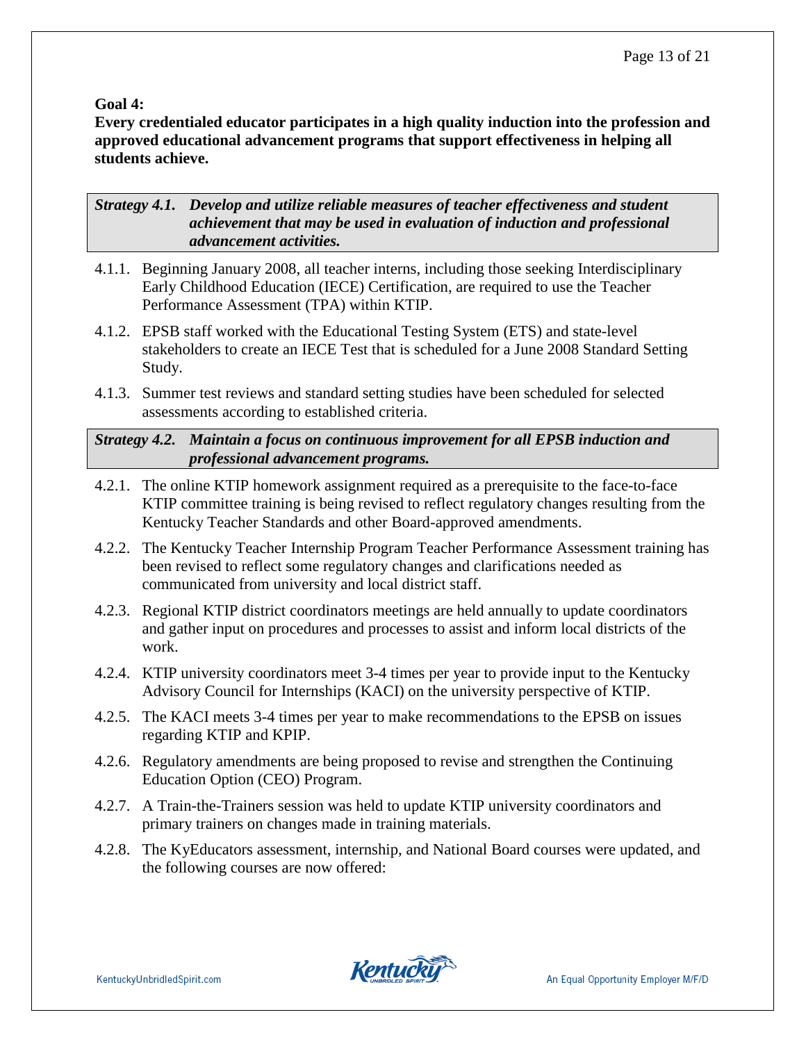**Goal 4:**
**Every credentialed educator participates in a high quality induction into the profession and approved educational advancement programs that support effectiveness in helping all students achieve.**

***Strategy 4.1. Develop and utilize reliable measures of teacher effectiveness and student achievement that may be used in evaluation of induction and professional advancement activities.***

4.1.1. Beginning January 2008, all teacher interns, including those seeking Interdisciplinary Early Childhood Education (IECE) Certification, are required to use the Teacher Performance Assessment (TPA) within KTIP.

4.1.2. EPSB staff worked with the Educational Testing System (ETS) and state-level stakeholders to create an IECE Test that is scheduled for a June 2008 Standard Setting Study.

4.1.3. Summer test reviews and standard setting studies have been scheduled for selected assessments according to established criteria.

***Strategy 4.2. Maintain a focus on continuous improvement for all EPSB induction and professional advancement programs.***

4.2.1. The online KTIP homework assignment required as a prerequisite to the face-to-face KTIP committee training is being revised to reflect regulatory changes resulting from the Kentucky Teacher Standards and other Board-approved amendments.

4.2.2. The Kentucky Teacher Internship Program Teacher Performance Assessment training has been revised to reflect some regulatory changes and clarifications needed as communicated from university and local district staff.

4.2.3. Regional KTIP district coordinators meetings are held annually to update coordinators and gather input on procedures and processes to assist and inform local districts of the work.

4.2.4. KTIP university coordinators meet 3-4 times per year to provide input to the Kentucky Advisory Council for Internships (KACI) on the university perspective of KTIP.

4.2.5. The KACI meets 3-4 times per year to make recommendations to the EPSB on issues regarding KTIP and KPIP.

4.2.6. Regulatory amendments are being proposed to revise and strengthen the Continuing Education Option (CEO) Program.

4.2.7. A Train-the-Trainers session was held to update KTIP university coordinators and primary trainers on changes made in training materials.

4.2.8. The KyEducators assessment, internship, and National Board courses were updated, and the following courses are now offered: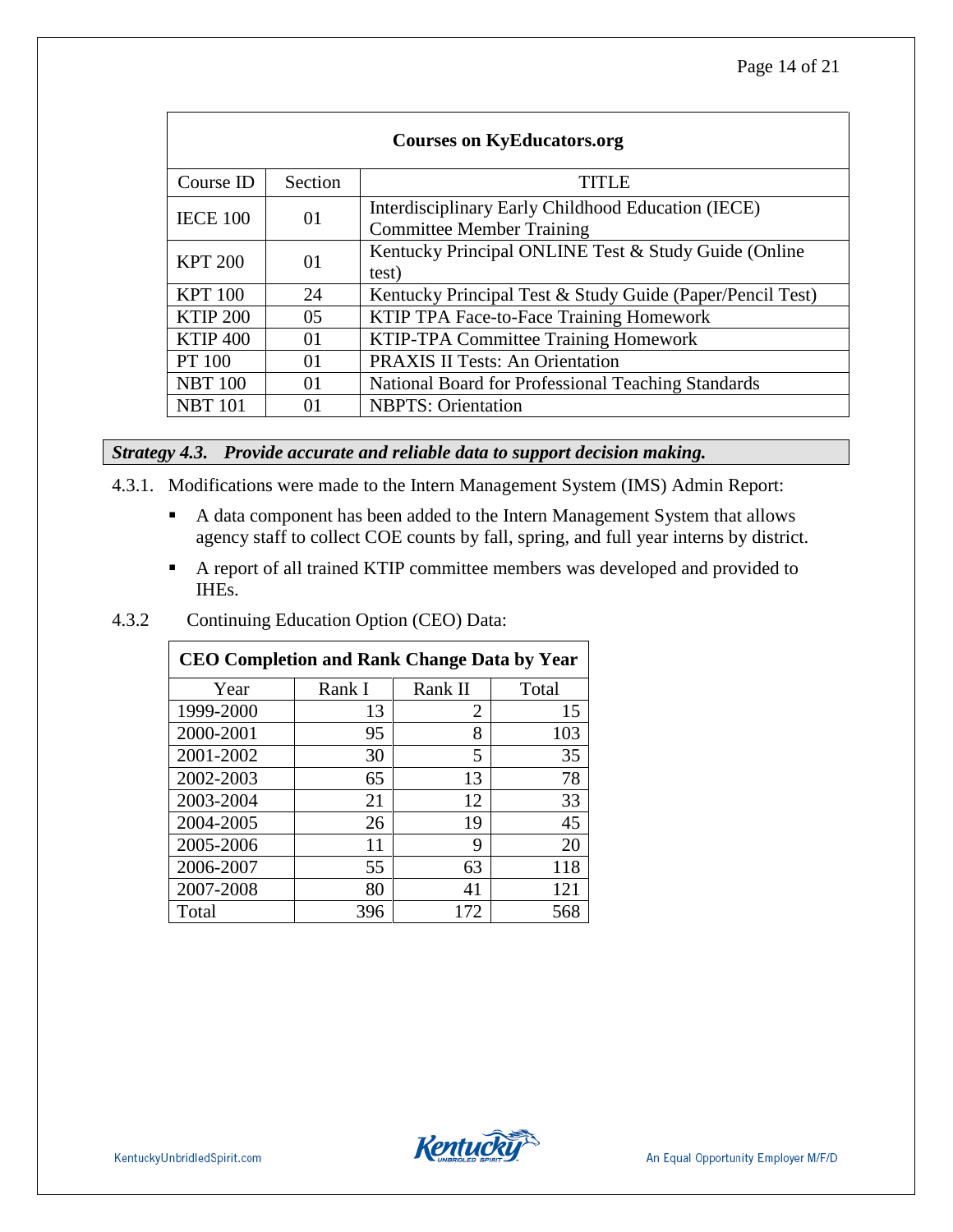| Courses on KyEducators.org | | |
|---|---|---|
| Course ID | Section | TITLE |
| IECE 100 | 01 | Interdisciplinary Early Childhood Education (IECE) Committee Member Training |
| KPT 200 | 01 | Kentucky Principal ONLINE Test & Study Guide (Online test) |
| KPT 100 | 24 | Kentucky Principal Test & Study Guide (Paper/Pencil Test) |
| KTIP 200 | 05 | KTIP TPA Face-to-Face Training Homework |
| KTIP 400 | 01 | KTIP-TPA Committee Training Homework |
| PT 100 | 01 | PRAXIS II Tests: An Orientation |
| NBT 100 | 01 | National Board for Professional Teaching Standards |
| NBT 101 | 01 | NBPTS: Orientation |

***Strategy 4.3. Provide accurate and reliable data to support decision making.***

4.3.1. Modifications were made to the Intern Management System (IMS) Admin Report:

- A data component has been added to the Intern Management System that allows agency staff to collect COE counts by fall, spring, and full year interns by district.
- A report of all trained KTIP committee members was developed and provided to IHEs.

4.3.2 Continuing Education Option (CEO) Data:

| CEO Completion and Rank Change Data by Year | | | |
|---|---|---|---|
| Year | Rank I | Rank II | Total |
| 1999-2000 | 13 | 2 | 15 |
| 2000-2001 | 95 | 8 | 103 |
| 2001-2002 | 30 | 5 | 35 |
| 2002-2003 | 65 | 13 | 78 |
| 2003-2004 | 21 | 12 | 33 |
| 2004-2005 | 26 | 19 | 45 |
| 2005-2006 | 11 | 9 | 20 |
| 2006-2007 | 55 | 63 | 118 |
| 2007-2008 | 80 | 41 | 121 |
| Total | 396 | 172 | 568 |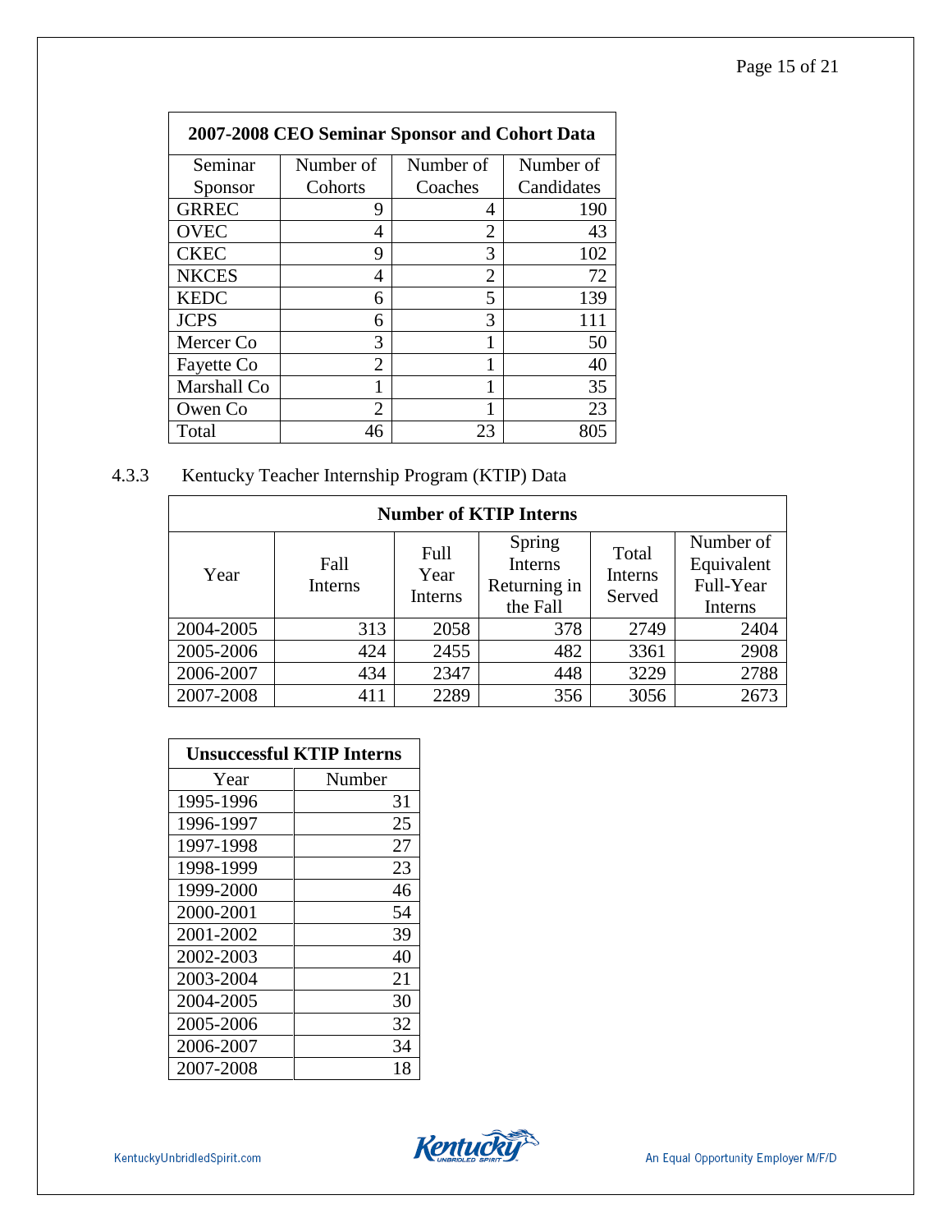| 2007-2008 CEO Seminar Sponsor and Cohort Data | | | |
|---|---|---|---|
| Seminar Sponsor | Number of Cohorts | Number of Coaches | Number of Candidates |
| GRREC | 9 | 4 | 190 |
| OVEC | 4 | 2 | 43 |
| CKEC | 9 | 3 | 102 |
| NKCES | 4 | 2 | 72 |
| KEDC | 6 | 5 | 139 |
| JCPS | 6 | 3 | 111 |
| Mercer Co | 3 | 1 | 50 |
| Fayette Co | 2 | 1 | 40 |
| Marshall Co | 1 | 1 | 35 |
| Owen Co | 2 | 1 | 23 |
| Total | 46 | 23 | 805 |

### 4.3.3 Kentucky Teacher Internship Program (KTIP) Data

| Number of KTIP Interns | | | | | |
|---|---|---|---|---|---|
| Year | Fall Interns | Full Year Interns | Spring Interns Returning in the Fall | Total Interns Served | Number of Equivalent Full-Year Interns |
| 2004-2005 | 313 | 2058 | 378 | 2749 | 2404 |
| 2005-2006 | 424 | 2455 | 482 | 3361 | 2908 |
| 2006-2007 | 434 | 2347 | 448 | 3229 | 2788 |
| 2007-2008 | 411 | 2289 | 356 | 3056 | 2673 |

| Unsuccessful KTIP Interns | |
|---|---|
| Year | Number |
| 1995-1996 | 31 |
| 1996-1997 | 25 |
| 1997-1998 | 27 |
| 1998-1999 | 23 |
| 1999-2000 | 46 |
| 2000-2001 | 54 |
| 2001-2002 | 39 |
| 2002-2003 | 40 |
| 2003-2004 | 21 |
| 2004-2005 | 30 |
| 2005-2006 | 32 |
| 2006-2007 | 34 |
| 2007-2008 | 18 |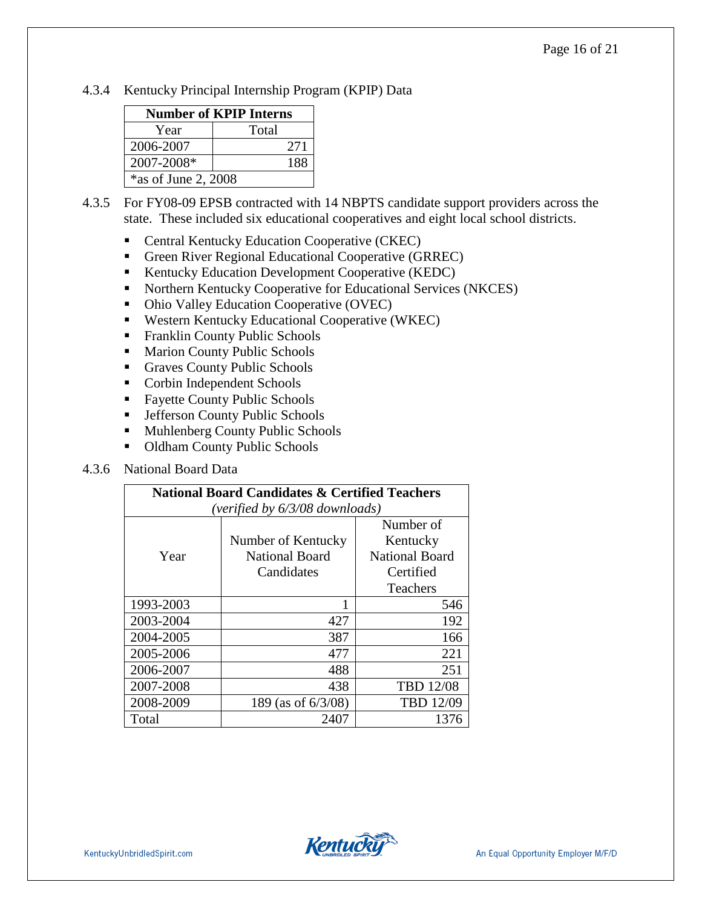4.3.4 Kentucky Principal Internship Program (KPIP) Data

| Number of KPIP Interns | |
|---|---|
| Year | Total |
| 2006-2007 | 271 |
| 2007-2008* | 188 |
| *as of June 2, 2008 | |

4.3.5 For FY08-09 EPSB contracted with 14 NBPTS candidate support providers across the state. These included six educational cooperatives and eight local school districts.

- Central Kentucky Education Cooperative (CKEC)
- Green River Regional Educational Cooperative (GRREC)
- Kentucky Education Development Cooperative (KEDC)
- Northern Kentucky Cooperative for Educational Services (NKCES)
- Ohio Valley Education Cooperative (OVEC)
- Western Kentucky Educational Cooperative (WKEC)
- Franklin County Public Schools
- Marion County Public Schools
- Graves County Public Schools
- Corbin Independent Schools
- Fayette County Public Schools
- Jefferson County Public Schools
- Muhlenberg County Public Schools
- Oldham County Public Schools

4.3.6 National Board Data

| **National Board Candidates & Certified Teachers** *(verified by 6/3/08 downloads)* | | |
|---|---|---|
| Year | Number of Kentucky National Board Candidates | Number of Kentucky National Board Certified Teachers |
| 1993-2003 | 1 | 546 |
| 2003-2004 | 427 | 192 |
| 2004-2005 | 387 | 166 |
| 2005-2006 | 477 | 221 |
| 2006-2007 | 488 | 251 |
| 2007-2008 | 438 | TBD 12/08 |
| 2008-2009 | 189 (as of 6/3/08) | TBD 12/09 |
| Total | 2407 | 1376 |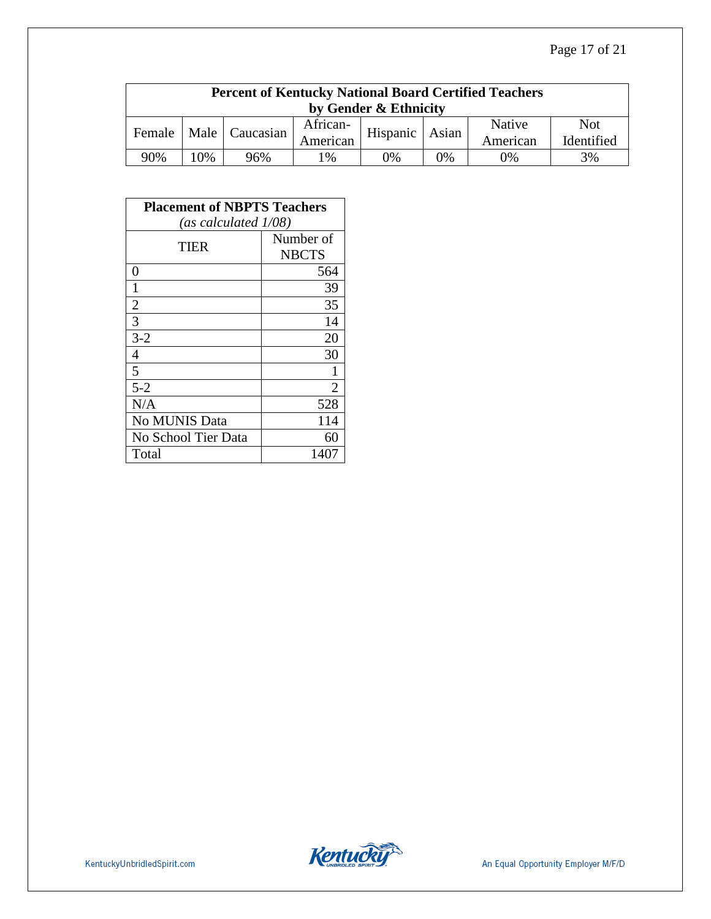| Percent of Kentucky National Board Certified Teachers by Gender & Ethnicity | | | | | | | |
|---|---|---|---|---|---|---|---|
| Female | Male | Caucasian | African-American | Hispanic | Asian | Native American | Not Identified |
| 90% | 10% | 96% | 1% | 0% | 0% | 0% | 3% |

| **Placement of NBPTS Teachers** *(as calculated 1/08)* | |
|---|---|
| TIER | Number of NBCTS |
| 0 | 564 |
| 1 | 39 |
| 2 | 35 |
| 3 | 14 |
| 3-2 | 20 |
| 4 | 30 |
| 5 | 1 |
| 5-2 | 2 |
| N/A | 528 |
| No MUNIS Data | 114 |
| No School Tier Data | 60 |
| Total | 1407 |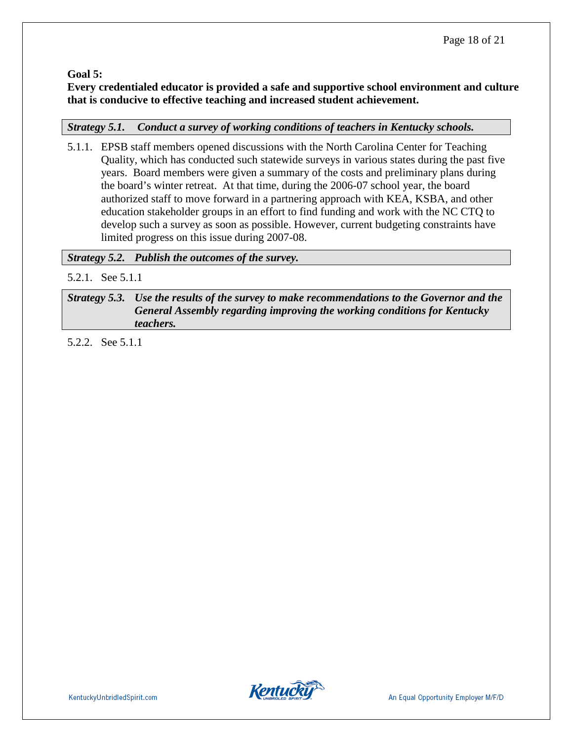**Goal 5:**

**Every credentialed educator is provided a safe and supportive school environment and culture that is conducive to effective teaching and increased student achievement.**

***Strategy 5.1. Conduct a survey of working conditions of teachers in Kentucky schools.***

5.1.1. EPSB staff members opened discussions with the North Carolina Center for Teaching Quality, which has conducted such statewide surveys in various states during the past five years. Board members were given a summary of the costs and preliminary plans during the board's winter retreat. At that time, during the 2006-07 school year, the board authorized staff to move forward in a partnering approach with KEA, KSBA, and other education stakeholder groups in an effort to find funding and work with the NC CTQ to develop such a survey as soon as possible. However, current budgeting constraints have limited progress on this issue during 2007-08.

***Strategy 5.2. Publish the outcomes of the survey.***

5.2.1. See 5.1.1

***Strategy 5.3. Use the results of the survey to make recommendations to the Governor and the General Assembly regarding improving the working conditions for Kentucky teachers.***

5.2.2. See 5.1.1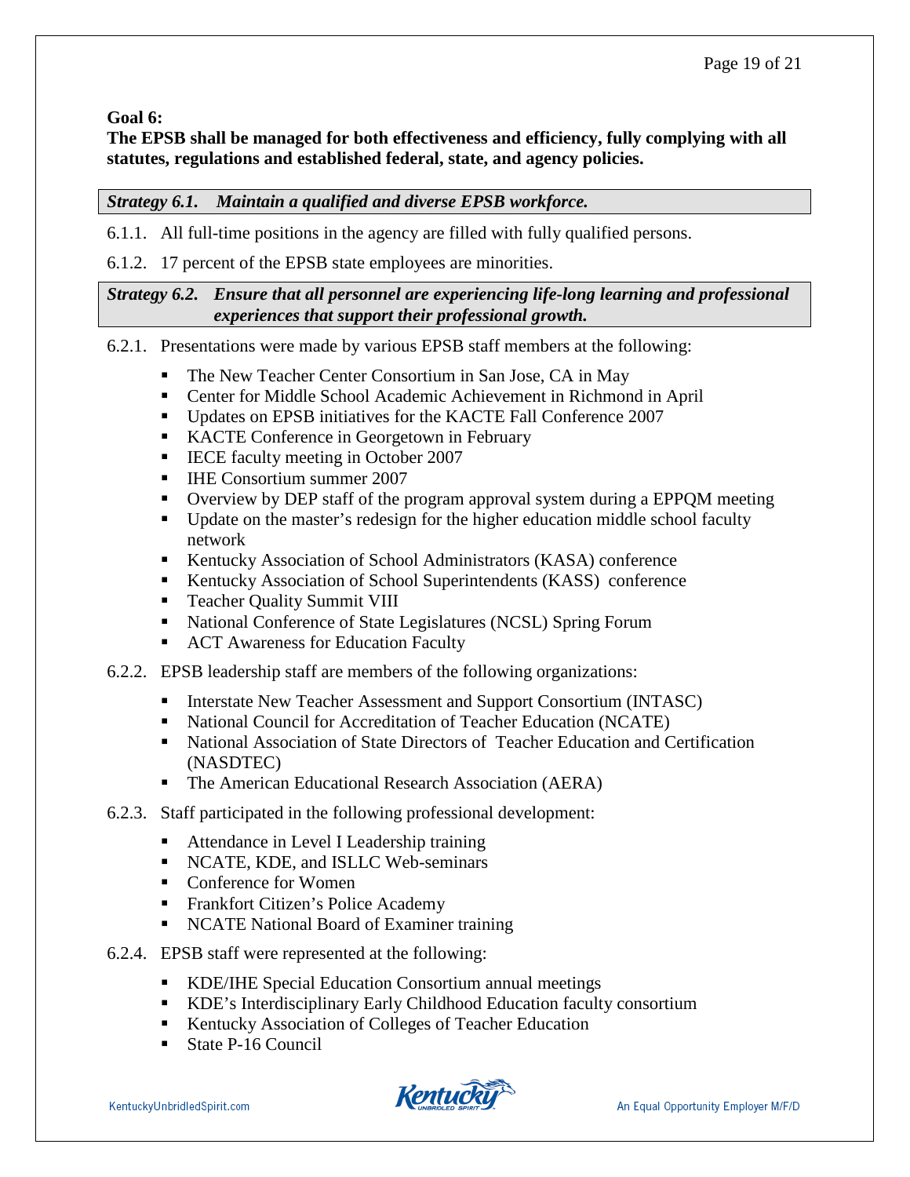**Goal 6:**

**The EPSB shall be managed for both effectiveness and efficiency, fully complying with all statutes, regulations and established federal, state, and agency policies.**

***Strategy 6.1. Maintain a qualified and diverse EPSB workforce.***

6.1.1. All full-time positions in the agency are filled with fully qualified persons.

6.1.2. 17 percent of the EPSB state employees are minorities.

***Strategy 6.2. Ensure that all personnel are experiencing life-long learning and professional experiences that support their professional growth.***

6.2.1. Presentations were made by various EPSB staff members at the following:

- The New Teacher Center Consortium in San Jose, CA in May
- Center for Middle School Academic Achievement in Richmond in April
- Updates on EPSB initiatives for the KACTE Fall Conference 2007
- KACTE Conference in Georgetown in February
- IECE faculty meeting in October 2007
- IHE Consortium summer 2007
- Overview by DEP staff of the program approval system during a EPPQM meeting
- Update on the master's redesign for the higher education middle school faculty network
- Kentucky Association of School Administrators (KASA) conference
- Kentucky Association of School Superintendents (KASS) conference
- Teacher Quality Summit VIII
- National Conference of State Legislatures (NCSL) Spring Forum
- ACT Awareness for Education Faculty

6.2.2. EPSB leadership staff are members of the following organizations:

- Interstate New Teacher Assessment and Support Consortium (INTASC)
- National Council for Accreditation of Teacher Education (NCATE)
- National Association of State Directors of Teacher Education and Certification (NASDTEC)
- The American Educational Research Association (AERA)

6.2.3. Staff participated in the following professional development:

- Attendance in Level I Leadership training
- NCATE, KDE, and ISLLC Web-seminars
- Conference for Women
- Frankfort Citizen's Police Academy
- NCATE National Board of Examiner training

6.2.4. EPSB staff were represented at the following:

- KDE/IHE Special Education Consortium annual meetings
- KDE's Interdisciplinary Early Childhood Education faculty consortium
- Kentucky Association of Colleges of Teacher Education
- State P-16 Council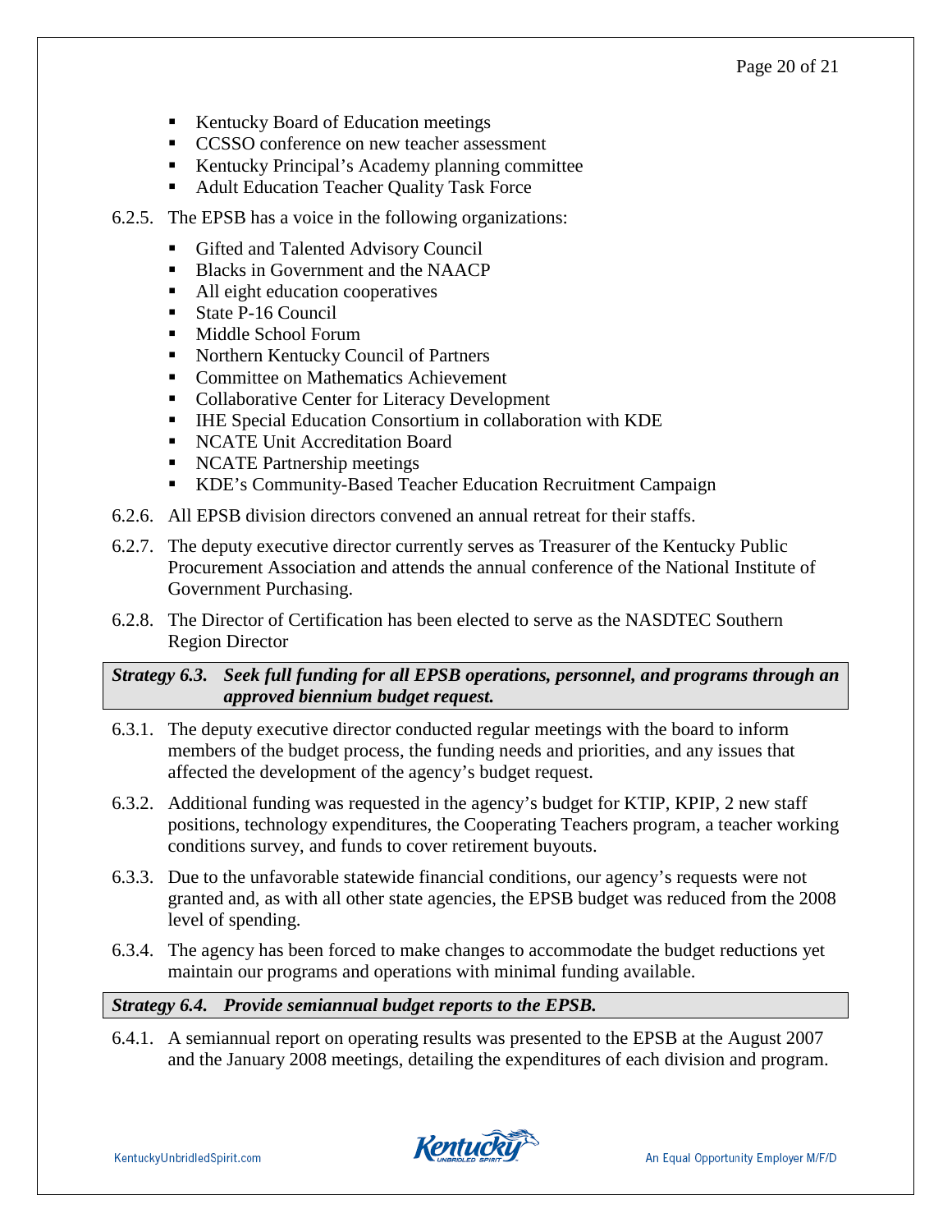- Kentucky Board of Education meetings
- CCSSO conference on new teacher assessment
- Kentucky Principal's Academy planning committee
- Adult Education Teacher Quality Task Force

6.2.5. The EPSB has a voice in the following organizations:

- Gifted and Talented Advisory Council
- Blacks in Government and the NAACP
- All eight education cooperatives
- State P-16 Council
- Middle School Forum
- Northern Kentucky Council of Partners
- Committee on Mathematics Achievement
- Collaborative Center for Literacy Development
- IHE Special Education Consortium in collaboration with KDE
- NCATE Unit Accreditation Board
- NCATE Partnership meetings
- KDE's Community-Based Teacher Education Recruitment Campaign

6.2.6. All EPSB division directors convened an annual retreat for their staffs.

6.2.7. The deputy executive director currently serves as Treasurer of the Kentucky Public Procurement Association and attends the annual conference of the National Institute of Government Purchasing.

6.2.8. The Director of Certification has been elected to serve as the NASDTEC Southern Region Director

***Strategy 6.3. Seek full funding for all EPSB operations, personnel, and programs through an approved biennium budget request.***

6.3.1. The deputy executive director conducted regular meetings with the board to inform members of the budget process, the funding needs and priorities, and any issues that affected the development of the agency's budget request.

6.3.2. Additional funding was requested in the agency's budget for KTIP, KPIP, 2 new staff positions, technology expenditures, the Cooperating Teachers program, a teacher working conditions survey, and funds to cover retirement buyouts.

6.3.3. Due to the unfavorable statewide financial conditions, our agency's requests were not granted and, as with all other state agencies, the EPSB budget was reduced from the 2008 level of spending.

6.3.4. The agency has been forced to make changes to accommodate the budget reductions yet maintain our programs and operations with minimal funding available.

***Strategy 6.4. Provide semiannual budget reports to the EPSB.***

6.4.1. A semiannual report on operating results was presented to the EPSB at the August 2007 and the January 2008 meetings, detailing the expenditures of each division and program.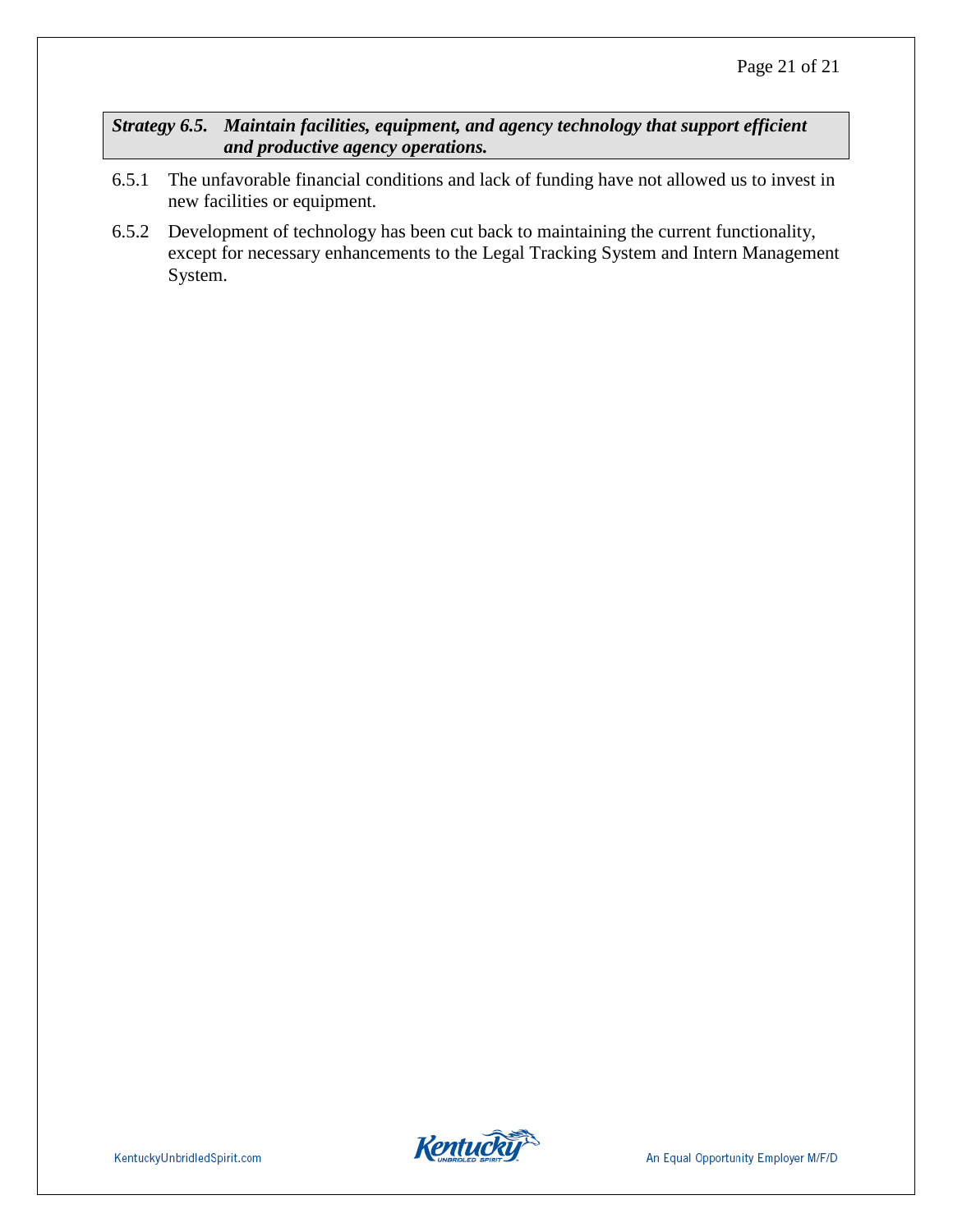***Strategy 6.5. Maintain facilities, equipment, and agency technology that support efficient and productive agency operations.***

6.5.1 The unfavorable financial conditions and lack of funding have not allowed us to invest in new facilities or equipment.

6.5.2 Development of technology has been cut back to maintaining the current functionality, except for necessary enhancements to the Legal Tracking System and Intern Management System.